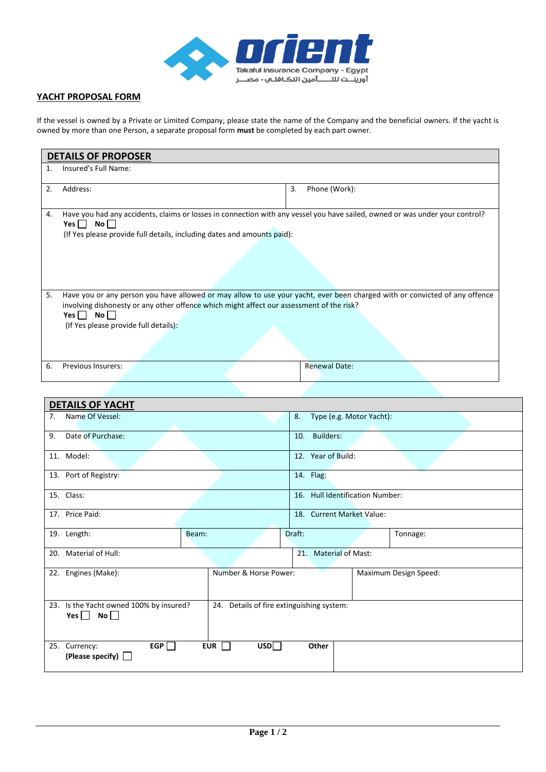orient
Takaful Insurance Company - Egypt
أوريـنـت للتــــأمين التكـافـلي - مصـــر

## YACHT PROPOSAL FORM

If the vessel is owned by a Private or Limited Company, please state the name of the Company and the beneficial owners. If the yacht is owned by more than one Person, a separate proposal form **must** be completed by each part owner.

### DETAILS OF PROPOSER

| | |
|---|---|
| 1. Insured's Full Name: | |
| 2. Address: | 3. Phone (Work): |
| 4. Have you had any accidents, claims or losses in connection with any vessel you have sailed, owned or was under your control? **Yes** ☐ **No** ☐ (If Yes please provide full details, including dates and amounts paid): | |
| 5. Have you or any person you have allowed or may allow to use your yacht, ever been charged with or convicted of any offence involving dishonesty or any other offence which might affect our assessment of the risk? **Yes** ☐ **No** ☐ (If Yes please provide full details): | |
| 6. Previous Insurers: | Renewal Date: |

### DETAILS OF YACHT

| | | | |
|---|---|---|---|
| 7. Name Of Vessel: | | 8. Type (e.g. Motor Yacht): | |
| 9. Date of Purchase: | | 10. Builders: | |
| 11. Model: | | 12. Year of Build: | |
| 13. Port of Registry: | | 14. Flag: | |
| 15. Class: | | 16. Hull Identification Number: | |
| 17. Price Paid: | | 18. Current Market Value: | |
| 19. Length: | Beam: | Draft: | Tonnage: |
| 20. Material of Hull: | | 21. Material of Mast: | |
| 22. Engines (Make): | Number & Horse Power: | Maximum Design Speed: | |
| 23. Is the Yacht owned 100% by insured? **Yes** ☐ **No** ☐ | 24. Details of fire extinguishing system: | | |
| 25. Currency: **EGP** ☐ **EUR** ☐ **USD** ☐ **Other (Please specify)** ☐ | | | |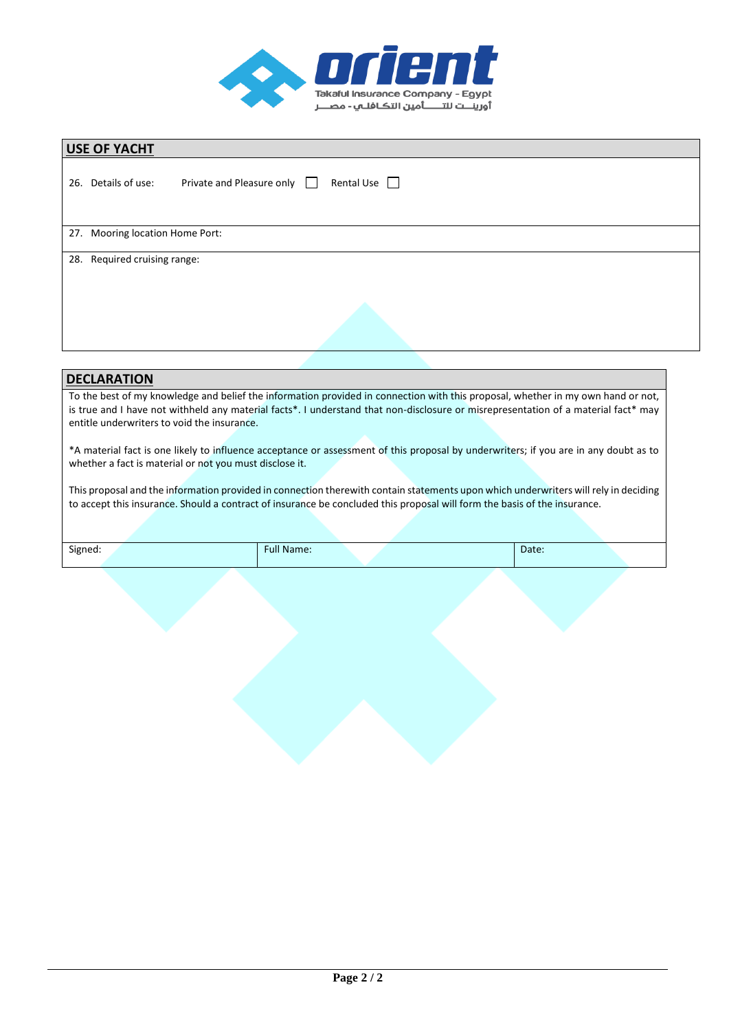Orient Takaful Insurance Company - Egypt
أورينــت للتـــــأمين التكـافلـي - مصـــــر

## USE OF YACHT

26. Details of use: Private and Pleasure only ☐ Rental Use ☐

27. Mooring location Home Port:

28. Required cruising range:

## DECLARATION

To the best of my knowledge and belief the information provided in connection with this proposal, whether in my own hand or not, is true and I have not withheld any material facts*. I understand that non-disclosure or misrepresentation of a material fact* may entitle underwriters to void the insurance.

*A material fact is one likely to influence acceptance or assessment of this proposal by underwriters; if you are in any doubt as to whether a fact is material or not you must disclose it.

This proposal and the information provided in connection therewith contain statements upon which underwriters will rely in deciding to accept this insurance. Should a contract of insurance be concluded this proposal will form the basis of the insurance.

| | | |
|---|---|---|
| Signed: | Full Name: | Date: |